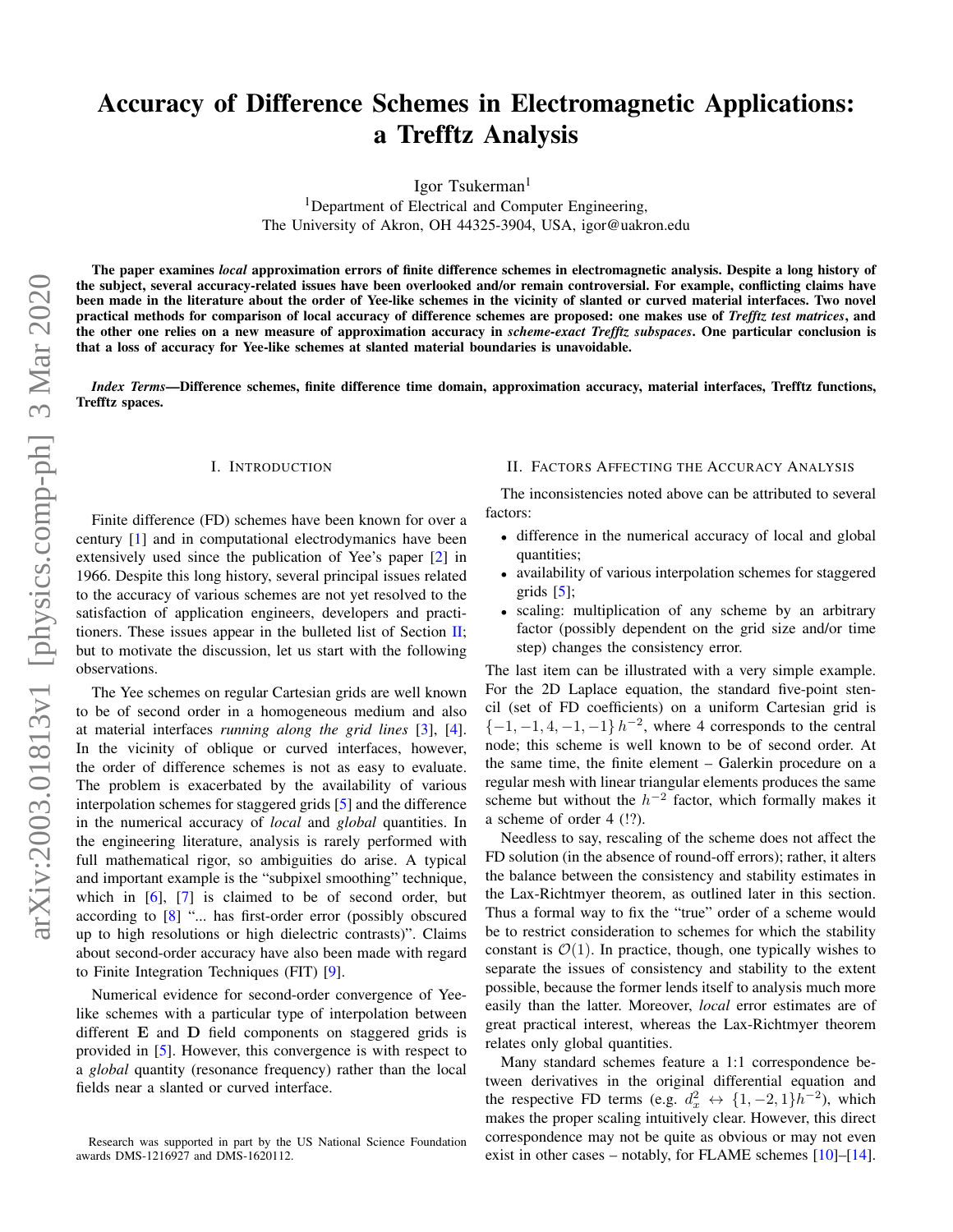# Accuracy of Difference Schemes in Electromagnetic Applications: a Trefftz Analysis

Igor Tsukerman[1]

[1]Department of Electrical and Computer Engineering,
The University of Akron, OH 44325-3904, USA, igor@uakron.edu

**The paper examines *local* approximation errors of finite difference schemes in electromagnetic analysis. Despite a long history of the subject, several accuracy-related issues have been overlooked and/or remain controversial. For example, conflicting claims have been made in the literature about the order of Yee-like schemes in the vicinity of slanted or curved material interfaces. Two novel practical methods for comparison of local accuracy of difference schemes are proposed: one makes use of *Trefftz test matrices*, and the other one relies on a new measure of approximation accuracy in *scheme-exact Trefftz subspaces*. One particular conclusion is that a loss of accuracy for Yee-like schemes at slanted material boundaries is unavoidable.**

***Index Terms*—Difference schemes, finite difference time domain, approximation accuracy, material interfaces, Trefftz functions, Trefftz spaces.**

## I. Introduction

Finite difference (FD) schemes have been known for over a century [1] and in computational electrodymanics have been extensively used since the publication of Yee's paper [2] in 1966. Despite this long history, several principal issues related to the accuracy of various schemes are not yet resolved to the satisfaction of application engineers, developers and practitioners. These issues appear in the bulleted list of Section II; but to motivate the discussion, let us start with the following observations.

The Yee schemes on regular Cartesian grids are well known to be of second order in a homogeneous medium and also at material interfaces *running along the grid lines* [3], [4]. In the vicinity of oblique or curved interfaces, however, the order of difference schemes is not as easy to evaluate. The problem is exacerbated by the availability of various interpolation schemes for staggered grids [5] and the difference in the numerical accuracy of *local* and *global* quantities. In the engineering literature, analysis is rarely performed with full mathematical rigor, so ambiguities do arise. A typical and important example is the "subpixel smoothing" technique, which in [6], [7] is claimed to be of second order, but according to [8] "... has first-order error (possibly obscured up to high resolutions or high dielectric contrasts)". Claims about second-order accuracy have also been made with regard to Finite Integration Techniques (FIT) [9].

Numerical evidence for second-order convergence of Yee-like schemes with a particular type of interpolation between different $\mathbf{E}$ and $\mathbf{D}$ field components on staggered grids is provided in [5]. However, this convergence is with respect to a *global* quantity (resonance frequency) rather than the local fields near a slanted or curved interface.

Research was supported in part by the US National Science Foundation awards DMS-1216927 and DMS-1620112.

## II. Factors Affecting the Accuracy Analysis

The inconsistencies noted above can be attributed to several factors:

- difference in the numerical accuracy of local and global quantities;
- availability of various interpolation schemes for staggered grids [5];
- scaling: multiplication of any scheme by an arbitrary factor (possibly dependent on the grid size and/or time step) changes the consistency error.

The last item can be illustrated with a very simple example. For the 2D Laplace equation, the standard five-point stencil (set of FD coefficients) on a uniform Cartesian grid is $\{-1, -1, 4, -1, -1\}\, h^{-2}$, where 4 corresponds to the central node; this scheme is well known to be of second order. At the same time, the finite element – Galerkin procedure on a regular mesh with linear triangular elements produces the same scheme but without the $h^{-2}$ factor, which formally makes it a scheme of order 4 (!?).

Needless to say, rescaling of the scheme does not affect the FD solution (in the absence of round-off errors); rather, it alters the balance between the consistency and stability estimates in the Lax-Richtmyer theorem, as outlined later in this section. Thus a formal way to fix the "true" order of a scheme would be to restrict consideration to schemes for which the stability constant is $\mathcal{O}(1)$. In practice, though, one typically wishes to separate the issues of consistency and stability to the extent possible, because the former lends itself to analysis much more easily than the latter. Moreover, *local* error estimates are of great practical interest, whereas the Lax-Richtmyer theorem relates only global quantities.

Many standard schemes feature a 1:1 correspondence between derivatives in the original differential equation and the respective FD terms (e.g. $d_x^2 \leftrightarrow \{1, -2, 1\}h^{-2}$), which makes the proper scaling intuitively clear. However, this direct correspondence may not be quite as obvious or may not even exist in other cases – notably, for FLAME schemes [10]–[14].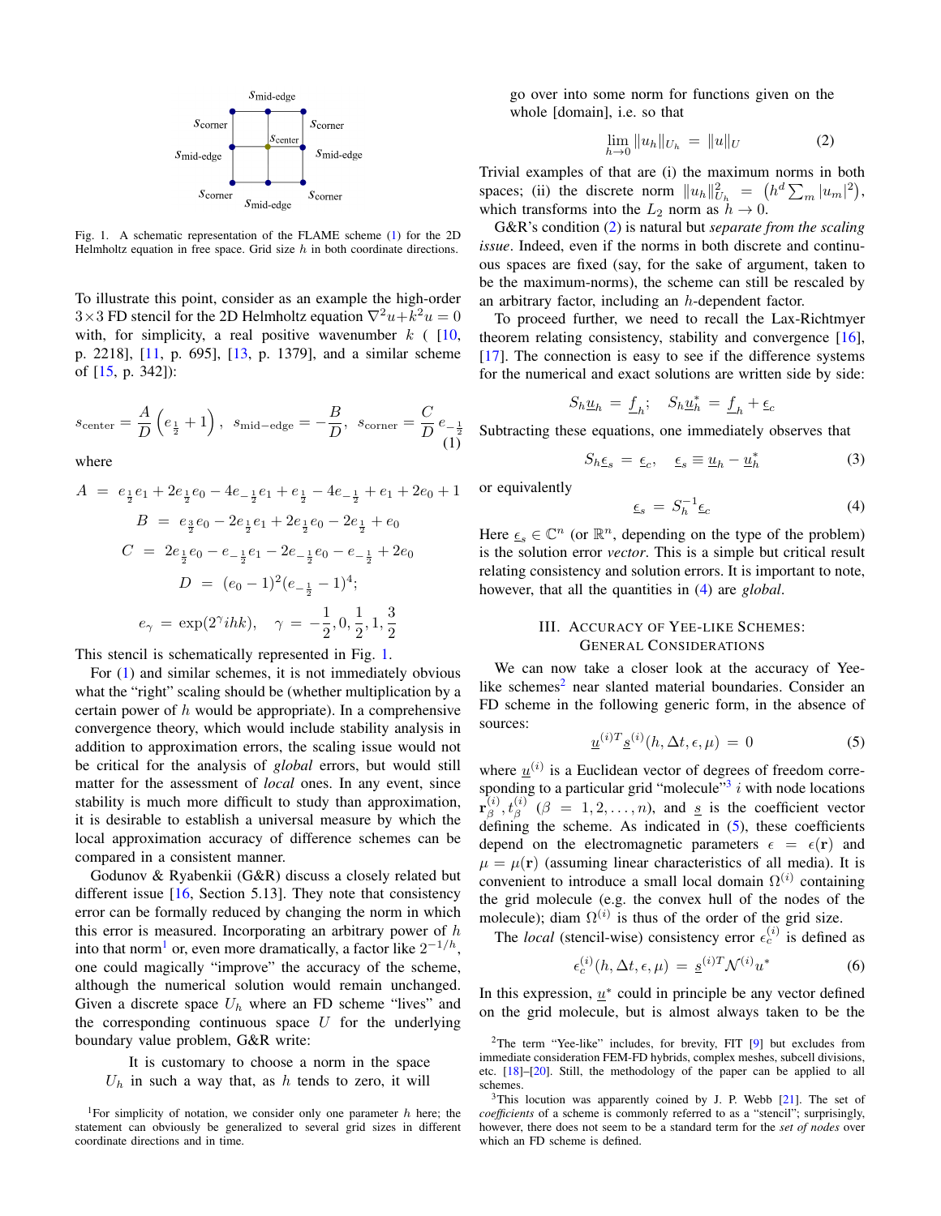Fig. 1. A schematic representation of the FLAME scheme (1) for the 2D Helmholtz equation in free space. Grid size $h$ in both coordinate directions.

To illustrate this point, consider as an example the high-order $3\times 3$ FD stencil for the 2D Helmholtz equation $\nabla^2 u + k^2 u = 0$ with, for simplicity, a real positive wavenumber $k$ ( [10, p. 2218], [11, p. 695], [13, p. 1379], and a similar scheme of [15, p. 342]):

$$s_{\text{center}} = \frac{A}{D}\left(e_{\frac{1}{2}} + 1\right), \;\; s_{\text{mid-edge}} = -\frac{B}{D}, \;\; s_{\text{corner}} = \frac{C}{D}\, e_{-\frac{1}{2}} \tag{1}$$

where

$$A \;=\; e_{\frac{1}{2}}e_1 + 2e_{\frac{1}{2}}e_0 - 4e_{-\frac{1}{2}}e_1 + e_{\frac{1}{2}} - 4e_{-\frac{1}{2}} + e_1 + 2e_0 + 1$$

$$B \;=\; e_{\frac{3}{2}}e_0 - 2e_{\frac{1}{2}}e_1 + 2e_{\frac{1}{2}}e_0 - 2e_{\frac{1}{2}} + e_0$$

$$C \;=\; 2e_{\frac{1}{2}}e_0 - e_{-\frac{1}{2}}e_1 - 2e_{-\frac{1}{2}}e_0 - e_{-\frac{1}{2}} + 2e_0$$

$$D \;=\; (e_0 - 1)^2(e_{-\frac{1}{2}} - 1)^4;$$

$$e_\gamma \;=\; \exp(2^\gamma ihk), \quad \gamma = -\frac{1}{2}, 0, \frac{1}{2}, 1, \frac{3}{2}$$

This stencil is schematically represented in Fig. 1.

For (1) and similar schemes, it is not immediately obvious what the "right" scaling should be (whether multiplication by a certain power of $h$ would be appropriate). In a comprehensive convergence theory, which would include stability analysis in addition to approximation errors, the scaling issue would not be critical for the analysis of *global* errors, but would still matter for the assessment of *local* ones. In any event, since stability is much more difficult to study than approximation, it is desirable to establish a universal measure by which the local approximation accuracy of difference schemes can be compared in a consistent manner.

Godunov & Ryabenkii (G&R) discuss a closely related but different issue [16, Section 5.13]. They note that consistency error can be formally reduced by changing the norm in which this error is measured. Incorporating an arbitrary power of $h$ into that norm[1] or, even more dramatically, a factor like $2^{-1/h}$, one could magically "improve" the accuracy of the scheme, although the numerical solution would remain unchanged. Given a discrete space $U_h$ where an FD scheme "lives" and the corresponding continuous space $U$ for the underlying boundary value problem, G&R write:

> It is customary to choose a norm in the space $U_h$ in such a way that, as $h$ tends to zero, it will go over into some norm for functions given on the whole [domain], i.e. so that

$$\lim_{h\to 0} \|u_h\|_{U_h} \;=\; \|u\|_U \tag{2}$$

Trivial examples of that are (i) the maximum norms in both spaces; (ii) the discrete norm $\|u_h\|^2_{U_h} = \left(h^d \sum_m |u_m|^2\right)$, which transforms into the $L_2$ norm as $h \to 0$.

G&R's condition (2) is natural but *separate from the scaling issue*. Indeed, even if the norms in both discrete and continuous spaces are fixed (say, for the sake of argument, taken to be the maximum-norms), the scheme can still be rescaled by an arbitrary factor, including an $h$-dependent factor.

To proceed further, we need to recall the Lax-Richtmyer theorem relating consistency, stability and convergence [16], [17]. The connection is easy to see if the difference systems for the numerical and exact solutions are written side by side:

$$S_h \underline{u}_h \;=\; \underline{f}_h; \quad S_h \underline{u}_h^* \;=\; \underline{f}_h + \underline{\epsilon}_c$$

Subtracting these equations, one immediately observes that

$$S_h \underline{\epsilon}_s \;=\; \underline{\epsilon}_c, \quad \underline{\epsilon}_s \equiv \underline{u}_h - \underline{u}_h^* \tag{3}$$

or equivalently

$$\underline{\epsilon}_s \;=\; S_h^{-1} \underline{\epsilon}_c \tag{4}$$

Here $\underline{\epsilon}_s \in \mathbb{C}^n$ (or $\mathbb{R}^n$, depending on the type of the problem) is the solution error *vector*. This is a simple but critical result relating consistency and solution errors. It is important to note, however, that all the quantities in (4) are *global*.

## III. Accuracy of Yee-like Schemes: General Considerations

We can now take a closer look at the accuracy of Yee-like schemes[2] near slanted material boundaries. Consider an FD scheme in the following generic form, in the absence of sources:

$$\underline{u}^{(i)T} \underline{s}^{(i)}(h, \Delta t, \epsilon, \mu) \;=\; 0 \tag{5}$$

where $\underline{u}^{(i)}$ is a Euclidean vector of degrees of freedom corresponding to a particular grid "molecule"[3] $i$ with node locations $\mathbf{r}_\beta^{(i)}, t_\beta^{(i)}$ ($\beta = 1, 2, \ldots, n$), and $\underline{s}$ is the coefficient vector defining the scheme. As indicated in (5), these coefficients depend on the electromagnetic parameters $\epsilon = \epsilon(\mathbf{r})$ and $\mu = \mu(\mathbf{r})$ (assuming linear characteristics of all media). It is convenient to introduce a small local domain $\Omega^{(i)}$ containing the grid molecule (e.g. the convex hull of the nodes of the molecule); diam $\Omega^{(i)}$ is thus of the order of the grid size.

The *local* (stencil-wise) consistency error $\epsilon_c^{(i)}$ is defined as

$$\epsilon_c^{(i)}(h, \Delta t, \epsilon, \mu) \;=\; \underline{s}^{(i)T} \mathcal{N}^{(i)} u^* \tag{6}$$

In this expression, $\underline{u}^*$ could in principle be any vector defined on the grid molecule, but is almost always taken to be the

[1] For simplicity of notation, we consider only one parameter $h$ here; the statement can obviously be generalized to several grid sizes in different coordinate directions and in time.

[2] The term "Yee-like" includes, for brevity, FIT [9] but excludes from immediate consideration FEM-FD hybrids, complex meshes, subcell divisions, etc. [18]–[20]. Still, the methodology of the paper can be applied to all schemes.

[3] This locution was apparently coined by J. P. Webb [21]. The set of *coefficients* of a scheme is commonly referred to as a "stencil"; surprisingly, however, there does not seem to be a standard term for the *set of nodes* over which an FD scheme is defined.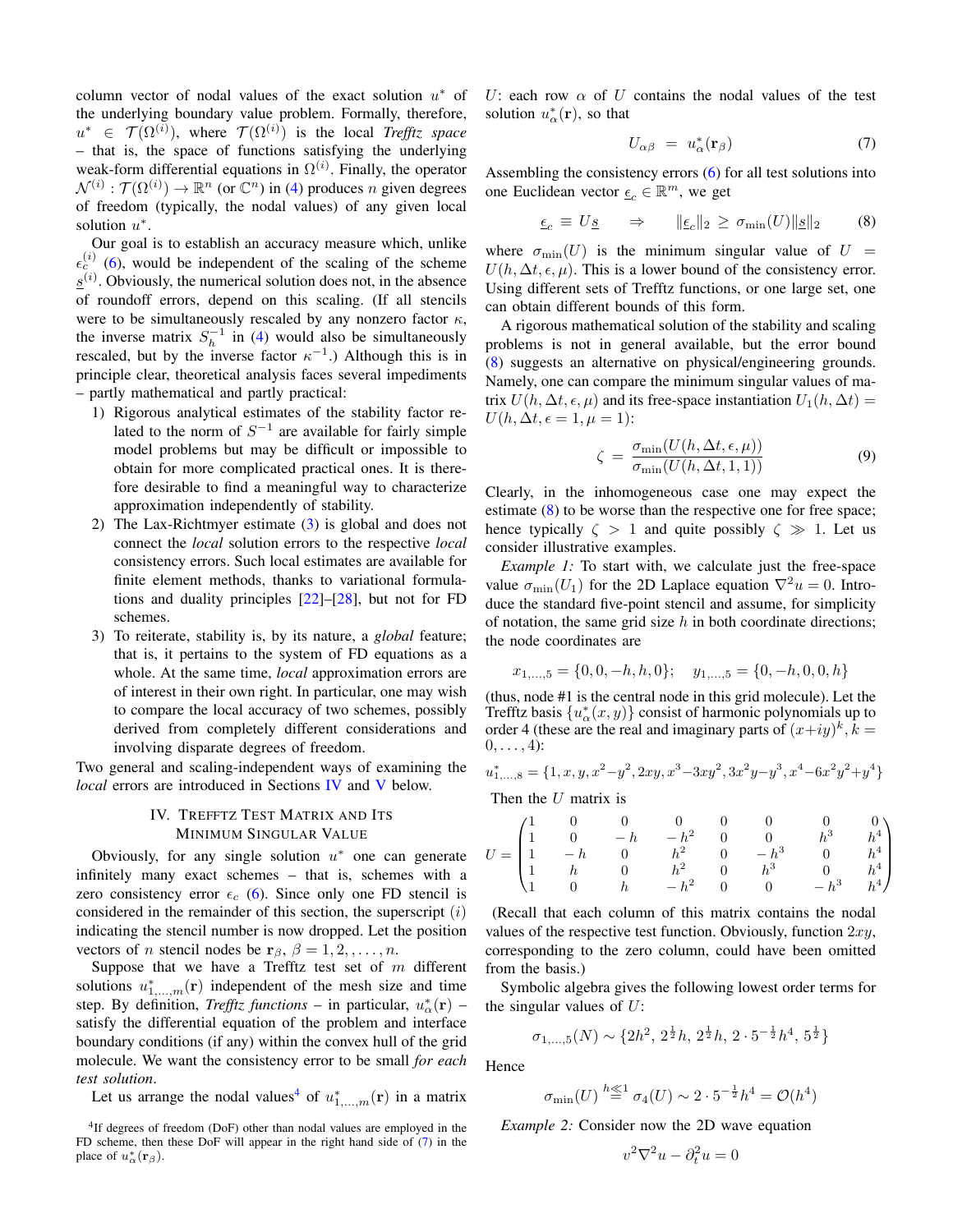column vector of nodal values of the exact solution $u^*$ of the underlying boundary value problem. Formally, therefore, $u^* \in \mathcal{T}(\Omega^{(i)})$, where $\mathcal{T}(\Omega^{(i)})$ is the local *Trefftz space* – that is, the space of functions satisfying the underlying weak-form differential equations in $\Omega^{(i)}$. Finally, the operator $\mathcal{N}^{(i)} : \mathcal{T}(\Omega^{(i)}) \to \mathbb{R}^n$ (or $\mathbb{C}^n$) in (4) produces $n$ given degrees of freedom (typically, the nodal values) of any given local solution $u^*$.

Our goal is to establish an accuracy measure which, unlike $\epsilon_c^{(i)}$ (6), would be independent of the scaling of the scheme $\underline{s}^{(i)}$. Obviously, the numerical solution does not, in the absence of roundoff errors, depend on this scaling. (If all stencils were to be simultaneously rescaled by any nonzero factor $\kappa$, the inverse matrix $S_h^{-1}$ in (4) would also be simultaneously rescaled, but by the inverse factor $\kappa^{-1}$.) Although this is in principle clear, theoretical analysis faces several impediments – partly mathematical and partly practical:

1) Rigorous analytical estimates of the stability factor related to the norm of $S^{-1}$ are available for fairly simple model problems but may be difficult or impossible to obtain for more complicated practical ones. It is therefore desirable to find a meaningful way to characterize approximation independently of stability.
2) The Lax-Richtmyer estimate (3) is global and does not connect the *local* solution errors to the respective *local* consistency errors. Such local estimates are available for finite element methods, thanks to variational formulations and duality principles [22]–[28], but not for FD schemes.
3) To reiterate, stability is, by its nature, a *global* feature; that is, it pertains to the system of FD equations as a whole. At the same time, *local* approximation errors are of interest in their own right. In particular, one may wish to compare the local accuracy of two schemes, possibly derived from completely different considerations and involving disparate degrees of freedom.

Two general and scaling-independent ways of examining the *local* errors are introduced in Sections IV and V below.

## IV. Trefftz Test Matrix and Its Minimum Singular Value

Obviously, for any single solution $u^*$ one can generate infinitely many exact schemes – that is, schemes with a zero consistency error $\epsilon_c$ (6). Since only one FD stencil is considered in the remainder of this section, the superscript $(i)$ indicating the stencil number is now dropped. Let the position vectors of $n$ stencil nodes be $\mathbf{r}_\beta$, $\beta = 1, 2, \ldots, n$.

Suppose that we have a Trefftz test set of $m$ different solutions $u^*_{1,\ldots,m}(\mathbf{r})$ independent of the mesh size and time step. By definition, *Trefftz functions* – in particular, $u^*_\alpha(\mathbf{r})$ – satisfy the differential equation of the problem and interface boundary conditions (if any) within the convex hull of the grid molecule. We want the consistency error to be small *for each test solution*.

Let us arrange the nodal values[4] of $u^*_{1,\ldots,m}(\mathbf{r})$ in a matrix $U$: each row $\alpha$ of $U$ contains the nodal values of the test solution $u^*_\alpha(\mathbf{r})$, so that

$$U_{\alpha\beta} \;=\; u^*_\alpha(\mathbf{r}_\beta) \tag{7}$$

Assembling the consistency errors (6) for all test solutions into one Euclidean vector $\underline{\epsilon}_c \in \mathbb{R}^m$, we get

$$\underline{\epsilon}_c \;\equiv\; U\underline{s} \qquad \Rightarrow \qquad \|\underline{\epsilon}_c\|_2 \;\geq\; \sigma_{\min}(U)\|\underline{s}\|_2 \tag{8}$$

where $\sigma_{\min}(U)$ is the minimum singular value of $U = U(h, \Delta t, \epsilon, \mu)$. This is a lower bound of the consistency error. Using different sets of Trefftz functions, or one large set, one can obtain different bounds of this form.

A rigorous mathematical solution of the stability and scaling problems is not in general available, but the error bound (8) suggests an alternative on physical/engineering grounds. Namely, one can compare the minimum singular values of matrix $U(h, \Delta t, \epsilon, \mu)$ and its free-space instantiation $U_1(h, \Delta t) = U(h, \Delta t, \epsilon = 1, \mu = 1)$:

$$\zeta \;=\; \frac{\sigma_{\min}(U(h, \Delta t, \epsilon, \mu))}{\sigma_{\min}(U(h, \Delta t, 1, 1))} \tag{9}$$

Clearly, in the inhomogeneous case one may expect the estimate (8) to be worse than the respective one for free space; hence typically $\zeta > 1$ and quite possibly $\zeta \gg 1$. Let us consider illustrative examples.

*Example 1:* To start with, we calculate just the free-space value $\sigma_{\min}(U_1)$ for the 2D Laplace equation $\nabla^2 u = 0$. Introduce the standard five-point stencil and assume, for simplicity of notation, the same grid size $h$ in both coordinate directions; the node coordinates are

$$x_{1,\ldots,5} = \{0, 0, -h, h, 0\}; \quad y_{1,\ldots,5} = \{0, -h, 0, 0, h\}$$

(thus, node #1 is the central node in this grid molecule). Let the Trefftz basis $\{u^*_\alpha(x,y)\}$ consist of harmonic polynomials up to order 4 (these are the real and imaginary parts of $(x+iy)^k$, $k = 0, \ldots, 4$):

$$u^*_{1,\ldots,8} = \{1, x, y, x^2-y^2, 2xy, x^3-3xy^2, 3x^2y-y^3, x^4-6x^2y^2+y^4\}$$

Then the $U$ matrix is

$$U = \begin{pmatrix} 1 & 0 & 0 & 0 & 0 & 0 & 0 & 0 \\ 1 & 0 & -h & -h^2 & 0 & 0 & h^3 & h^4 \\ 1 & -h & 0 & h^2 & 0 & -h^3 & 0 & h^4 \\ 1 & h & 0 & h^2 & 0 & h^3 & 0 & h^4 \\ 1 & 0 & h & -h^2 & 0 & 0 & -h^3 & h^4 \end{pmatrix}$$

(Recall that each column of this matrix contains the nodal values of the respective test function. Obviously, function $2xy$, corresponding to the zero column, could have been omitted from the basis.)

Symbolic algebra gives the following lowest order terms for the singular values of $U$:

$$\sigma_{1,\ldots,5}(N) \sim \{2h^2,\, 2^{\frac{1}{2}}h,\, 2^{\frac{1}{2}}h,\, 2\cdot 5^{-\frac{1}{2}}h^4,\, 5^{\frac{1}{2}}\}$$

Hence

$$\sigma_{\min}(U) \overset{h \ll 1}{=} \sigma_4(U) \sim 2\cdot 5^{-\frac{1}{2}}h^4 = \mathcal{O}(h^4)$$

*Example 2:* Consider now the 2D wave equation

$$v^2\nabla^2 u - \partial_t^2 u = 0$$

[4] If degrees of freedom (DoF) other than nodal values are employed in the FD scheme, then these DoF will appear in the right hand side of (7) in the place of $u^*_\alpha(\mathbf{r}_\beta)$.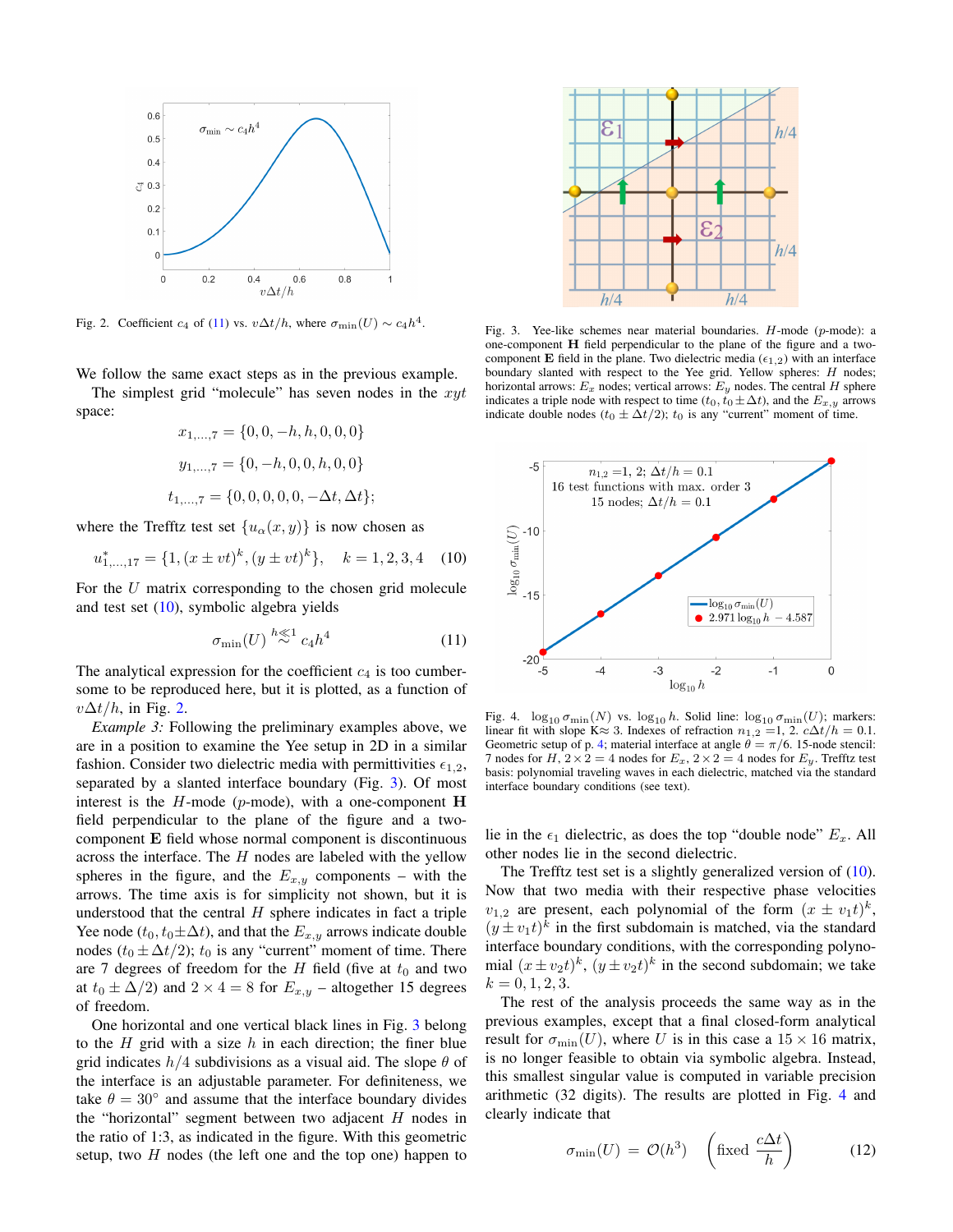Fig. 2. Coefficient $c_4$ of (11) vs. $v\Delta t/h$, where $\sigma_{\min}(U) \sim c_4 h^4$.

We follow the same exact steps as in the previous example.

The simplest grid "molecule" has seven nodes in the $xyt$ space:

$$x_{1,\ldots,7} = \{0, 0, -h, h, 0, 0, 0\}$$

$$y_{1,\ldots,7} = \{0, -h, 0, 0, h, 0, 0\}$$

$$t_{1,\ldots,7} = \{0, 0, 0, 0, 0, -\Delta t, \Delta t\};$$

where the Trefftz test set $\{u_\alpha(x, y)\}$ is now chosen as

$$u^*_{1,\ldots,17} = \{1, (x \pm vt)^k, (y \pm vt)^k\}, \quad k = 1, 2, 3, 4 \qquad (10)$$

For the $U$ matrix corresponding to the chosen grid molecule and test set (10), symbolic algebra yields

$$\sigma_{\min}(U) \overset{h \ll 1}{\sim} c_4 h^4 \qquad (11)$$

The analytical expression for the coefficient $c_4$ is too cumbersome to be reproduced here, but it is plotted, as a function of $v\Delta t/h$, in Fig. 2.

*Example 3:* Following the preliminary examples above, we are in a position to examine the Yee setup in 2D in a similar fashion. Consider two dielectric media with permittivities $\epsilon_{1,2}$, separated by a slanted interface boundary (Fig. 3). Of most interest is the $H$-mode ($p$-mode), with a one-component $\mathbf{H}$ field perpendicular to the plane of the figure and a two-component $\mathbf{E}$ field whose normal component is discontinuous across the interface. The $H$ nodes are labeled with the yellow spheres in the figure, and the $E_{x,y}$ components – with the arrows. The time axis is for simplicity not shown, but it is understood that the central $H$ sphere indicates in fact a triple Yee node ($t_0, t_0 \pm \Delta t$), and that the $E_{x,y}$ arrows indicate double nodes ($t_0 \pm \Delta t/2$); $t_0$ is any "current" moment of time. There are 7 degrees of freedom for the $H$ field (five at $t_0$ and two at $t_0 \pm \Delta/2$) and $2 \times 4 = 8$ for $E_{x,y}$ – altogether 15 degrees of freedom.

One horizontal and one vertical black lines in Fig. 3 belong to the $H$ grid with a size $h$ in each direction; the finer blue grid indicates $h/4$ subdivisions as a visual aid. The slope $\theta$ of the interface is an adjustable parameter. For definiteness, we take $\theta = 30°$ and assume that the interface boundary divides the "horizontal" segment between two adjacent $H$ nodes in the ratio of 1:3, as indicated in the figure. With this geometric setup, two $H$ nodes (the left one and the top one) happen to lie in the $\epsilon_1$ dielectric, as does the top "double node" $E_x$. All other nodes lie in the second dielectric.

Fig. 3. Yee-like schemes near material boundaries. $H$-mode ($p$-mode): a one-component $\mathbf{H}$ field perpendicular to the plane of the figure and a two-component $\mathbf{E}$ field in the plane. Two dielectric media ($\epsilon_{1,2}$) with an interface boundary slanted with respect to the Yee grid. Yellow spheres: $H$ nodes; horizontal arrows: $E_x$ nodes; vertical arrows: $E_y$ nodes. The central $H$ sphere indicates a triple node with respect to time ($t_0, t_0 \pm \Delta t$), and the $E_{x,y}$ arrows indicate double nodes ($t_0 \pm \Delta t/2$); $t_0$ is any "current" moment of time.

Fig. 4. $\log_{10} \sigma_{\min}(N)$ vs. $\log_{10} h$. Solid line: $\log_{10} \sigma_{\min}(U)$; markers: linear fit with slope K≈ 3. Indexes of refraction $n_{1,2} = 1, 2$. $c\Delta t/h = 0.1$. Geometric setup of p. 4; material interface at angle $\theta = \pi/6$. 15-node stencil: 7 nodes for $H$, $2 \times 2 = 4$ nodes for $E_x$, $2 \times 2 = 4$ nodes for $E_y$. Trefftz test basis: polynomial traveling waves in each dielectric, matched via the standard interface boundary conditions (see text).

The Trefftz test set is a slightly generalized version of (10). Now that two media with their respective phase velocities $v_{1,2}$ are present, each polynomial of the form $(x \pm v_1 t)^k$, $(y \pm v_1 t)^k$ in the first subdomain is matched, via the standard interface boundary conditions, with the corresponding polynomial $(x \pm v_2 t)^k$, $(y \pm v_2 t)^k$ in the second subdomain; we take $k = 0, 1, 2, 3$.

The rest of the analysis proceeds the same way as in the previous examples, except that a final closed-form analytical result for $\sigma_{\min}(U)$, where $U$ is in this case a $15 \times 16$ matrix, is no longer feasible to obtain via symbolic algebra. Instead, this smallest singular value is computed in variable precision arithmetic (32 digits). The results are plotted in Fig. 4 and clearly indicate that

$$\sigma_{\min}(U) = \mathcal{O}(h^3) \quad \left(\text{fixed } \frac{c\Delta t}{h}\right) \qquad (12)$$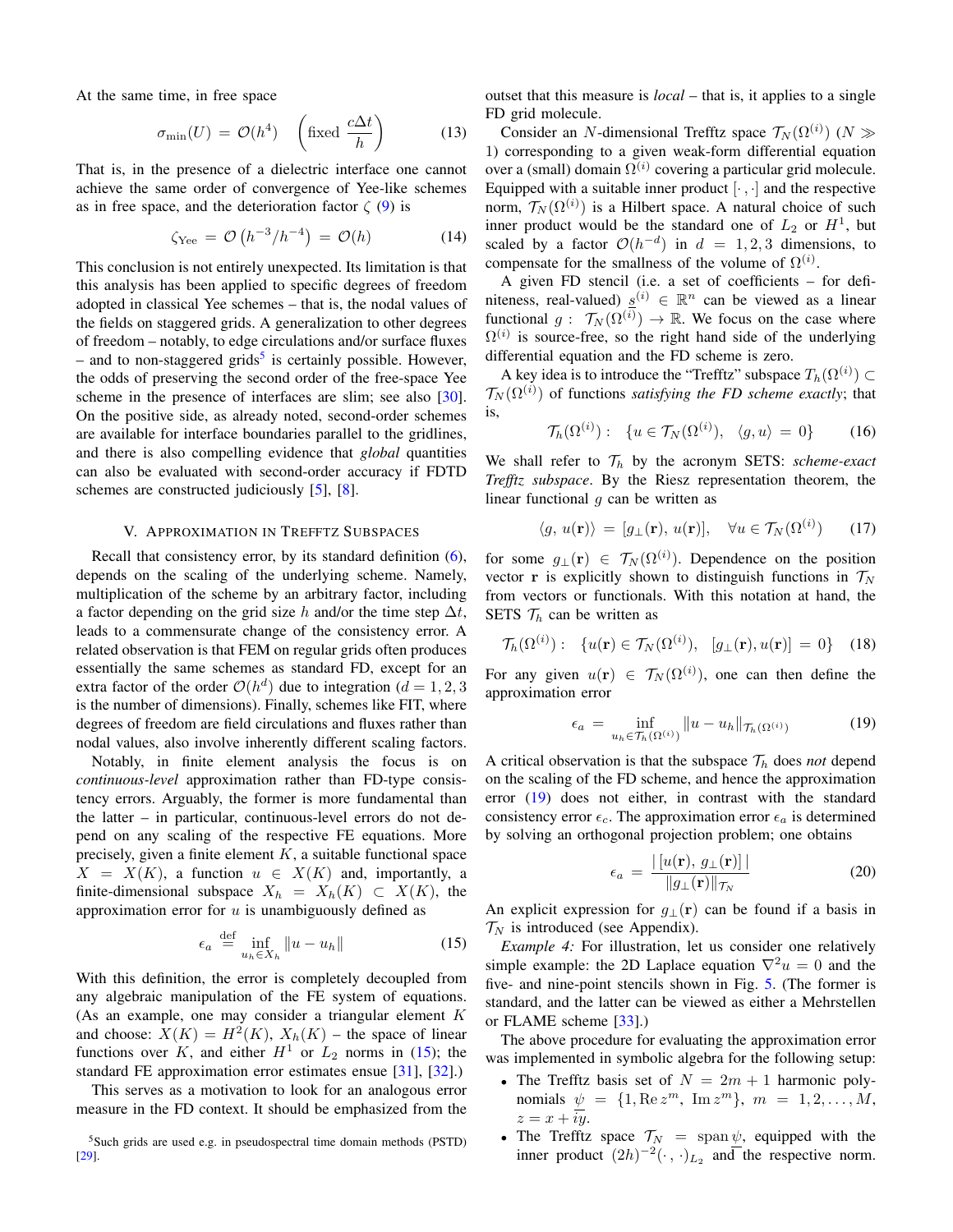At the same time, in free space

$$\sigma_{\min}(U) = \mathcal{O}(h^4) \quad \left(\text{fixed } \frac{c\Delta t}{h}\right) \tag{13}$$

That is, in the presence of a dielectric interface one cannot achieve the same order of convergence of Yee-like schemes as in free space, and the deterioration factor $\zeta$ (9) is

$$\zeta_{\text{Yee}} = \mathcal{O}\left(h^{-3}/h^{-4}\right) = \mathcal{O}(h) \tag{14}$$

This conclusion is not entirely unexpected. Its limitation is that this analysis has been applied to specific degrees of freedom adopted in classical Yee schemes – that is, the nodal values of the fields on staggered grids. A generalization to other degrees of freedom – notably, to edge circulations and/or surface fluxes – and to non-staggered grids[5] is certainly possible. However, the odds of preserving the second order of the free-space Yee scheme in the presence of interfaces are slim; see also [30]. On the positive side, as already noted, second-order schemes are available for interface boundaries parallel to the gridlines, and there is also compelling evidence that *global* quantities can also be evaluated with second-order accuracy if FDTD schemes are constructed judiciously [5], [8].

## V. Approximation in Trefftz Subspaces

Recall that consistency error, by its standard definition (6), depends on the scaling of the underlying scheme. Namely, multiplication of the scheme by an arbitrary factor, including a factor depending on the grid size $h$ and/or the time step $\Delta t$, leads to a commensurate change of the consistency error. A related observation is that FEM on regular grids often produces essentially the same schemes as standard FD, except for an extra factor of the order $\mathcal{O}(h^d)$ due to integration ($d = 1, 2, 3$ is the number of dimensions). Finally, schemes like FIT, where degrees of freedom are field circulations and fluxes rather than nodal values, also involve inherently different scaling factors.

Notably, in finite element analysis the focus is on *continuous-level* approximation rather than FD-type consistency errors. Arguably, the former is more fundamental than the latter – in particular, continuous-level errors do not depend on any scaling of the respective FE equations. More precisely, given a finite element $K$, a suitable functional space $X = X(K)$, a function $u \in X(K)$ and, importantly, a finite-dimensional subspace $X_h = X_h(K) \subset X(K)$, the approximation error for $u$ is unambiguously defined as

$$\epsilon_a \stackrel{\text{def}}{=} \inf_{u_h \in X_h} \|u - u_h\| \tag{15}$$

With this definition, the error is completely decoupled from any algebraic manipulation of the FE system of equations. (As an example, one may consider a triangular element $K$ and choose: $X(K) = H^2(K)$, $X_h(K)$ – the space of linear functions over $K$, and either $H^1$ or $L_2$ norms in (15); the standard FE approximation error estimates ensue [31], [32].)

This serves as a motivation to look for an analogous error measure in the FD context. It should be emphasized from the outset that this measure is *local* – that is, it applies to a single FD grid molecule.

Consider an $N$-dimensional Trefftz space $\mathcal{T}_N(\Omega^{(i)})$ ($N \gg 1$) corresponding to a given weak-form differential equation over a (small) domain $\Omega^{(i)}$ covering a particular grid molecule. Equipped with a suitable inner product $[\cdot, \cdot]$ and the respective norm, $\mathcal{T}_N(\Omega^{(i)})$ is a Hilbert space. A natural choice of such inner product would be the standard one of $L_2$ or $H^1$, but scaled by a factor $\mathcal{O}(h^{-d})$ in $d = 1, 2, 3$ dimensions, to compensate for the smallness of the volume of $\Omega^{(i)}$.

A given FD stencil (i.e. a set of coefficients – for definiteness, real-valued) $\underline{s}^{(i)} \in \mathbb{R}^n$ can be viewed as a linear functional $g: \mathcal{T}_N(\Omega^{(i)}) \rightarrow \mathbb{R}$. We focus on the case where $\Omega^{(i)}$ is source-free, so the right hand side of the underlying differential equation and the FD scheme is zero.

A key idea is to introduce the "Trefftz" subspace $T_h(\Omega^{(i)}) \subset \mathcal{T}_N(\Omega^{(i)})$ of functions *satisfying the FD scheme exactly*; that is,

$$\mathcal{T}_h(\Omega^{(i)}): \quad \{u \in \mathcal{T}_N(\Omega^{(i)}), \quad \langle g, u\rangle = 0\} \tag{16}$$

We shall refer to $\mathcal{T}_h$ by the acronym SETS: *scheme-exact Trefftz subspace*. By the Riesz representation theorem, the linear functional $g$ can be written as

$$\langle g, u(\mathbf{r})\rangle = [g_\perp(\mathbf{r}), u(\mathbf{r})], \quad \forall u \in \mathcal{T}_N(\Omega^{(i)}) \tag{17}$$

for some $g_\perp(\mathbf{r}) \in \mathcal{T}_N(\Omega^{(i)})$. Dependence on the position vector $\mathbf{r}$ is explicitly shown to distinguish functions in $\mathcal{T}_N$ from vectors or functionals. With this notation at hand, the SETS $\mathcal{T}_h$ can be written as

$$\mathcal{T}_h(\Omega^{(i)}): \quad \{u(\mathbf{r}) \in \mathcal{T}_N(\Omega^{(i)}), \quad [g_\perp(\mathbf{r}), u(\mathbf{r})] = 0\} \tag{18}$$

For any given $u(\mathbf{r}) \in \mathcal{T}_N(\Omega^{(i)})$, one can then define the approximation error

$$\epsilon_a = \inf_{u_h \in \mathcal{T}_h(\Omega^{(i)})} \|u - u_h\|_{\mathcal{T}_h(\Omega^{(i)})} \tag{19}$$

A critical observation is that the subspace $\mathcal{T}_h$ does *not* depend on the scaling of the FD scheme, and hence the approximation error (19) does not either, in contrast with the standard consistency error $\epsilon_c$. The approximation error $\epsilon_a$ is determined by solving an orthogonal projection problem; one obtains

$$\epsilon_a = \frac{|\,[u(\mathbf{r}), g_\perp(\mathbf{r})]\,|}{\|g_\perp(\mathbf{r})\|_{\mathcal{T}_N}} \tag{20}$$

An explicit expression for $g_\perp(\mathbf{r})$ can be found if a basis in $\mathcal{T}_N$ is introduced (see Appendix).

*Example 4:* For illustration, let us consider one relatively simple example: the 2D Laplace equation $\nabla^2 u = 0$ and the five- and nine-point stencils shown in Fig. 5. (The former is standard, and the latter can be viewed as either a Mehrstellen or FLAME scheme [33].)

The above procedure for evaluating the approximation error was implemented in symbolic algebra for the following setup:

- The Trefftz basis set of $N = 2m + 1$ harmonic polynomials $\underline{\psi} = \{1, \operatorname{Re} z^m, \operatorname{Im} z^m\}$, $m = 1, 2, \ldots, M$, $z = x + iy$.
- The Trefftz space $\mathcal{T}_N = \operatorname{span} \underline{\psi}$, equipped with the inner product $(2h)^{-2}(\cdot, \cdot)_{L_2}$ and the respective norm.

[5] Such grids are used e.g. in pseudospectral time domain methods (PSTD) [29].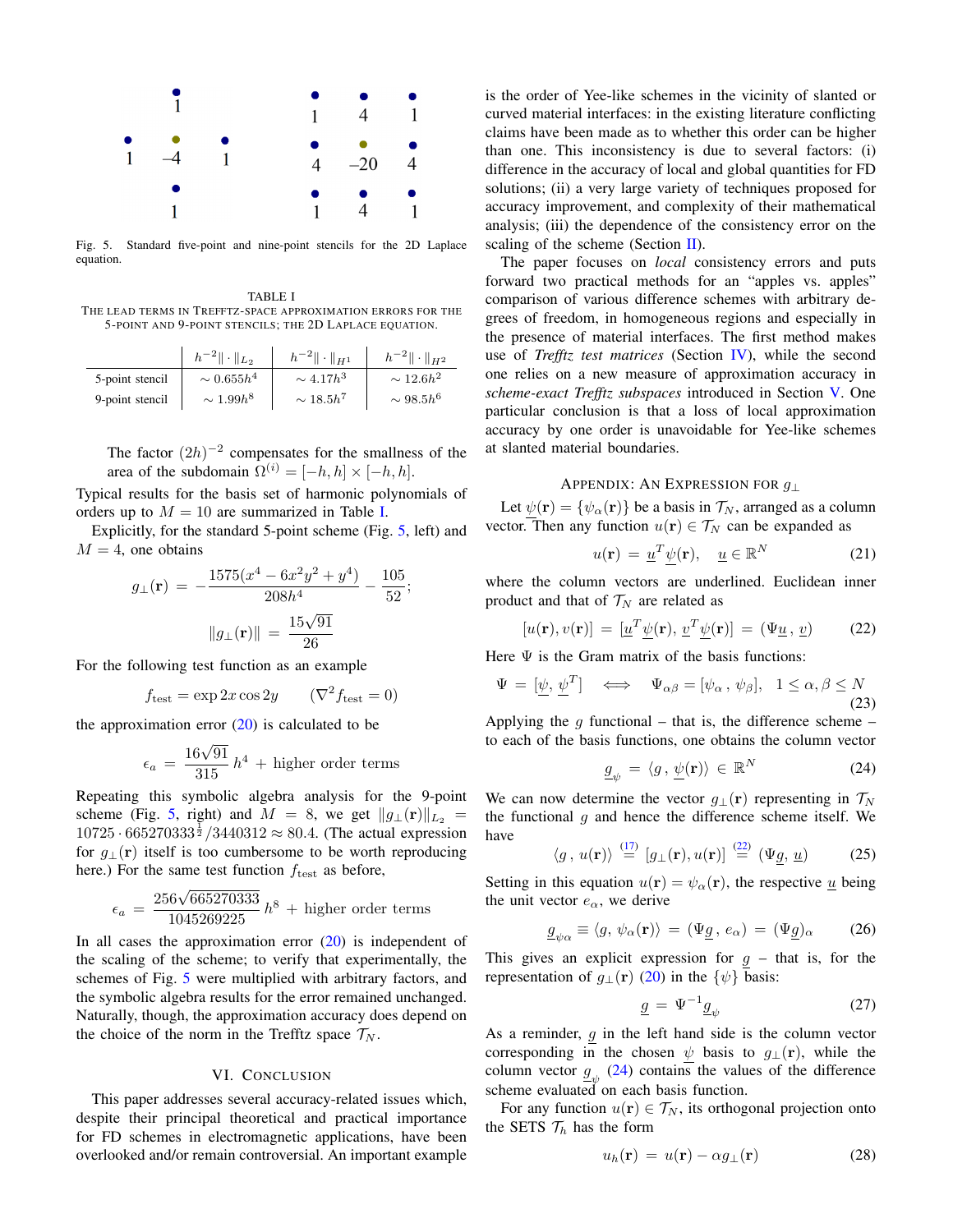Fig. 5. Standard five-point and nine-point stencils for the 2D Laplace equation.

TABLE I
THE LEAD TERMS IN TREFFTZ-SPACE APPROXIMATION ERRORS FOR THE 5-POINT AND 9-POINT STENCILS; THE 2D LAPLACE EQUATION.

| | $h^{-2}\|\cdot\|_{L_2}$ | $h^{-2}\|\cdot\|_{H^1}$ | $h^{-2}\|\cdot\|_{H^2}$ |
|---|---|---|---|
| 5-point stencil | $\sim 0.655h^4$ | $\sim 4.17h^3$ | $\sim 12.6h^2$ |
| 9-point stencil | $\sim 1.99h^8$ | $\sim 18.5h^7$ | $\sim 98.5h^6$ |

The factor $(2h)^{-2}$ compensates for the smallness of the area of the subdomain $\Omega^{(i)} = [-h,h] \times [-h,h]$.

Typical results for the basis set of harmonic polynomials of orders up to $M = 10$ are summarized in Table I.

Explicitly, for the standard 5-point scheme (Fig. 5, left) and $M = 4$, one obtains

$$g_{\perp}(\mathbf{r}) \; = \; -\frac{1575(x^4 - 6x^2y^2 + y^4)}{208h^4} - \frac{105}{52};$$

$$\|g_{\perp}(\mathbf{r})\| \; = \; \frac{15\sqrt{91}}{26}$$

For the following test function as an example

$$f_{\text{test}} = \exp 2x \cos 2y \qquad (\nabla^2 f_{\text{test}} = 0)$$

the approximation error (20) is calculated to be

$$\epsilon_a \; = \; \frac{16\sqrt{91}}{315}\, h^4 \; + \text{higher order terms}$$

Repeating this symbolic algebra analysis for the 9-point scheme (Fig. 5, right) and $M = 8$, we get $\|g_{\perp}(\mathbf{r})\|_{L_2} = 10725 \cdot 665270333^{\frac{1}{2}}/3440312 \approx 80.4$. (The actual expression for $g_{\perp}(\mathbf{r})$ itself is too cumbersome to be worth reproducing here.) For the same test function $f_{\text{test}}$ as before,

$$\epsilon_a \; = \; \frac{256\sqrt{665270333}}{1045269225}\, h^8 \; + \text{higher order terms}$$

In all cases the approximation error (20) is independent of the scaling of the scheme; to verify that experimentally, the schemes of Fig. 5 were multiplied with arbitrary factors, and the symbolic algebra results for the error remained unchanged. Naturally, though, the approximation accuracy does depend on the choice of the norm in the Trefftz space $\mathcal{T}_N$.

## VI. Conclusion

This paper addresses several accuracy-related issues which, despite their principal theoretical and practical importance for FD schemes in electromagnetic applications, have been overlooked and/or remain controversial. An important example is the order of Yee-like schemes in the vicinity of slanted or curved material interfaces: in the existing literature conflicting claims have been made as to whether this order can be higher than one. This inconsistency is due to several factors: (i) difference in the accuracy of local and global quantities for FD solutions; (ii) a very large variety of techniques proposed for accuracy improvement, and complexity of their mathematical analysis; (iii) the dependence of the consistency error on the scaling of the scheme (Section II).

The paper focuses on *local* consistency errors and puts forward two practical methods for an "apples vs. apples" comparison of various difference schemes with arbitrary degrees of freedom, in homogeneous regions and especially in the presence of material interfaces. The first method makes use of *Trefftz test matrices* (Section IV), while the second one relies on a new measure of approximation accuracy in *scheme-exact Trefftz subspaces* introduced in Section V. One particular conclusion is that a loss of local approximation accuracy by one order is unavoidable for Yee-like schemes at slanted material boundaries.

## Appendix: An Expression for $g_{\perp}$

Let $\underline{\psi}(\mathbf{r}) = \{\psi_{\alpha}(\mathbf{r})\}$ be a basis in $\mathcal{T}_N$, arranged as a column vector. Then any function $u(\mathbf{r}) \in \mathcal{T}_N$ can be expanded as

$$u(\mathbf{r}) \; = \; \underline{u}^T \underline{\psi}(\mathbf{r}), \quad \underline{u} \in \mathbb{R}^N \tag{21}$$

where the column vectors are underlined. Euclidean inner product and that of $\mathcal{T}_N$ are related as

$$[u(\mathbf{r}), v(\mathbf{r})] \; = \; [\underline{u}^T \underline{\psi}(\mathbf{r}),\, \underline{v}^T \underline{\psi}(\mathbf{r})] \; = \; (\Psi \underline{u},\, \underline{v}) \tag{22}$$

Here $\Psi$ is the Gram matrix of the basis functions:

$$\Psi \; = \; [\underline{\psi},\, \underline{\psi}^T] \quad \Longleftrightarrow \quad \Psi_{\alpha\beta} = [\psi_{\alpha}\, ,\, \psi_{\beta}], \quad 1 \leq \alpha, \beta \leq N \tag{23}$$

Applying the $g$ functional – that is, the difference scheme – to each of the basis functions, one obtains the column vector

$$\underline{g}_{\psi} \; = \; \langle g\, ,\, \underline{\psi}(\mathbf{r}) \rangle \; \in \; \mathbb{R}^N \tag{24}$$

We can now determine the vector $g_{\perp}(\mathbf{r})$ representing in $\mathcal{T}_N$ the functional $g$ and hence the difference scheme itself. We have

$$\langle g\, ,\, u(\mathbf{r}) \rangle \; \overset{(17)}{=} \; [g_{\perp}(\mathbf{r}), u(\mathbf{r})] \; \overset{(22)}{=} \; (\Psi \underline{g},\, \underline{u}) \tag{25}$$

Setting in this equation $u(\mathbf{r}) = \psi_{\alpha}(\mathbf{r})$, the respective $\underline{u}$ being the unit vector $e_{\alpha}$, we derive

$$\underline{g}_{\psi\alpha} \equiv \langle g,\, \psi_{\alpha}(\mathbf{r}) \rangle \; = \; (\Psi \underline{g}\, ,\, e_{\alpha}) \; = \; (\Psi \underline{g})_{\alpha} \tag{26}$$

This gives an explicit expression for $\underline{g}$ – that is, for the representation of $g_{\perp}(\mathbf{r})$ (20) in the $\{\psi\}$ basis:

$$\underline{g} \; = \; \Psi^{-1} \underline{g}_{\psi} \tag{27}$$

As a reminder, $\underline{g}$ in the left hand side is the column vector corresponding in the chosen $\underline{\psi}$ basis to $g_{\perp}(\mathbf{r})$, while the column vector $\underline{g}_{\psi}$ (24) contains the values of the difference scheme evaluated on each basis function.

For any function $u(\mathbf{r}) \in \mathcal{T}_N$, its orthogonal projection onto the SETS $\mathcal{T}_h$ has the form

$$u_h(\mathbf{r}) \; = \; u(\mathbf{r}) - \alpha g_{\perp}(\mathbf{r}) \tag{28}$$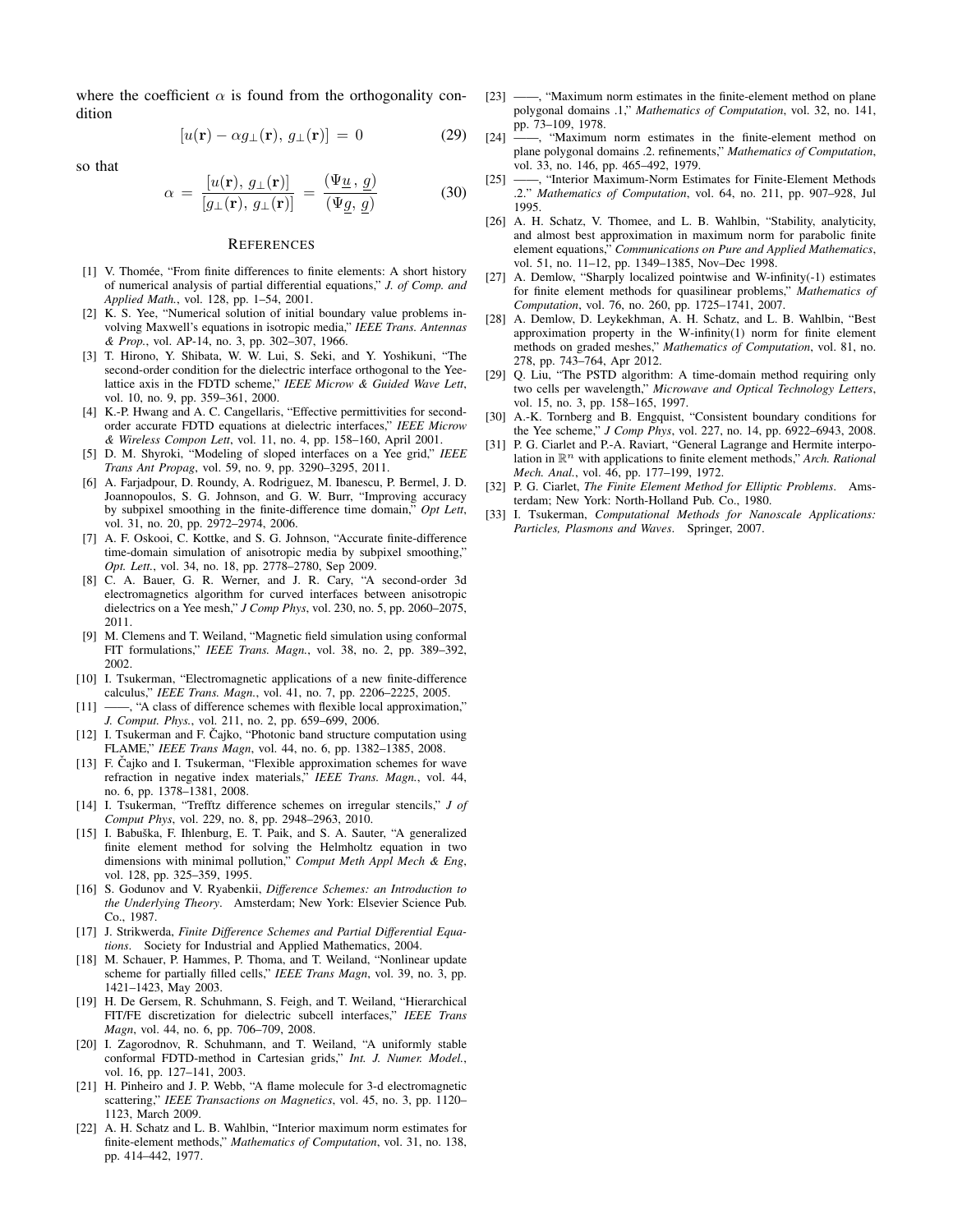where the coefficient $\alpha$ is found from the orthogonality condition

$$[u(\mathbf{r}) - \alpha g_{\perp}(\mathbf{r}),\, g_{\perp}(\mathbf{r})] \,=\, 0 \tag{29}$$

so that

$$\alpha \,=\, \frac{[u(\mathbf{r}),\, g_{\perp}(\mathbf{r})]}{[g_{\perp}(\mathbf{r}),\, g_{\perp}(\mathbf{r})]} \,=\, \frac{(\Psi \underline{u}\,,\, \underline{g})}{(\Psi \underline{g},\, \underline{g})} \tag{30}$$

## References

[1] V. Thomée, "From finite differences to finite elements: A short history of numerical analysis of partial differential equations," *J. of Comp. and Applied Math.*, vol. 128, pp. 1–54, 2001.

[2] K. S. Yee, "Numerical solution of initial boundary value problems involving Maxwell's equations in isotropic media," *IEEE Trans. Antennas & Prop.*, vol. AP-14, no. 3, pp. 302–307, 1966.

[3] T. Hirono, Y. Shibata, W. W. Lui, S. Seki, and Y. Yoshikuni, "The second-order condition for the dielectric interface orthogonal to the Yee-lattice axis in the FDTD scheme," *IEEE Microw & Guided Wave Lett*, vol. 10, no. 9, pp. 359–361, 2000.

[4] K.-P. Hwang and A. C. Cangellaris, "Effective permittivities for second-order accurate FDTD equations at dielectric interfaces," *IEEE Microw & Wireless Compon Lett*, vol. 11, no. 4, pp. 158–160, April 2001.

[5] D. M. Shyroki, "Modeling of sloped interfaces on a Yee grid," *IEEE Trans Ant Propag*, vol. 59, no. 9, pp. 3290–3295, 2011.

[6] A. Farjadpour, D. Roundy, A. Rodriguez, M. Ibanescu, P. Bermel, J. D. Joannopoulos, S. G. Johnson, and G. W. Burr, "Improving accuracy by subpixel smoothing in the finite-difference time domain," *Opt Lett*, vol. 31, no. 20, pp. 2972–2974, 2006.

[7] A. F. Oskooi, C. Kottke, and S. G. Johnson, "Accurate finite-difference time-domain simulation of anisotropic media by subpixel smoothing," *Opt. Lett.*, vol. 34, no. 18, pp. 2778–2780, Sep 2009.

[8] C. A. Bauer, G. R. Werner, and J. R. Cary, "A second-order 3d electromagnetics algorithm for curved interfaces between anisotropic dielectrics on a Yee mesh," *J Comp Phys*, vol. 230, no. 5, pp. 2060–2075, 2011.

[9] M. Clemens and T. Weiland, "Magnetic field simulation using conformal FIT formulations," *IEEE Trans. Magn.*, vol. 38, no. 2, pp. 389–392, 2002.

[10] I. Tsukerman, "Electromagnetic applications of a new finite-difference calculus," *IEEE Trans. Magn.*, vol. 41, no. 7, pp. 2206–2225, 2005.

[11] ——, "A class of difference schemes with flexible local approximation," *J. Comput. Phys.*, vol. 211, no. 2, pp. 659–699, 2006.

[12] I. Tsukerman and F. Čajko, "Photonic band structure computation using FLAME," *IEEE Trans Magn*, vol. 44, no. 6, pp. 1382–1385, 2008.

[13] F. Čajko and I. Tsukerman, "Flexible approximation schemes for wave refraction in negative index materials," *IEEE Trans. Magn.*, vol. 44, no. 6, pp. 1378–1381, 2008.

[14] I. Tsukerman, "Trefftz difference schemes on irregular stencils," *J of Comput Phys*, vol. 229, no. 8, pp. 2948–2963, 2010.

[15] I. Babuška, F. Ihlenburg, E. T. Paik, and S. A. Sauter, "A generalized finite element method for solving the Helmholtz equation in two dimensions with minimal pollution," *Comput Meth Appl Mech & Eng*, vol. 128, pp. 325–359, 1995.

[16] S. Godunov and V. Ryabenkii, *Difference Schemes: an Introduction to the Underlying Theory*. Amsterdam; New York: Elsevier Science Pub. Co., 1987.

[17] J. Strikwerda, *Finite Difference Schemes and Partial Differential Equations*. Society for Industrial and Applied Mathematics, 2004.

[18] M. Schauer, P. Hammes, P. Thoma, and T. Weiland, "Nonlinear update scheme for partially filled cells," *IEEE Trans Magn*, vol. 39, no. 3, pp. 1421–1423, May 2003.

[19] H. De Gersem, R. Schuhmann, S. Feigh, and T. Weiland, "Hierarchical FIT/FE discretization for dielectric subcell interfaces," *IEEE Trans Magn*, vol. 44, no. 6, pp. 706–709, 2008.

[20] I. Zagorodnov, R. Schuhmann, and T. Weiland, "A uniformly stable conformal FDTD-method in Cartesian grids," *Int. J. Numer. Model.*, vol. 16, pp. 127–141, 2003.

[21] H. Pinheiro and J. P. Webb, "A flame molecule for 3-d electromagnetic scattering," *IEEE Transactions on Magnetics*, vol. 45, no. 3, pp. 1120–1123, March 2009.

[22] A. H. Schatz and L. B. Wahlbin, "Interior maximum norm estimates for finite-element methods," *Mathematics of Computation*, vol. 31, no. 138, pp. 414–442, 1977.

[23] ——, "Maximum norm estimates in the finite-element method on plane polygonal domains .1," *Mathematics of Computation*, vol. 32, no. 141, pp. 73–109, 1978.

[24] ——, "Maximum norm estimates in the finite-element method on plane polygonal domains .2. refinements," *Mathematics of Computation*, vol. 33, no. 146, pp. 465–492, 1979.

[25] ——, "Interior Maximum-Norm Estimates for Finite-Element Methods .2." *Mathematics of Computation*, vol. 64, no. 211, pp. 907–928, Jul 1995.

[26] A. H. Schatz, V. Thomee, and L. B. Wahlbin, "Stability, analyticity, and almost best approximation in maximum norm for parabolic finite element equations," *Communications on Pure and Applied Mathematics*, vol. 51, no. 11–12, pp. 1349–1385, Nov–Dec 1998.

[27] A. Demlow, "Sharply localized pointwise and W-infinity(-1) estimates for finite element methods for quasilinear problems," *Mathematics of Computation*, vol. 76, no. 260, pp. 1725–1741, 2007.

[28] A. Demlow, D. Leykekhman, A. H. Schatz, and L. B. Wahlbin, "Best approximation property in the W-infinity(1) norm for finite element methods on graded meshes," *Mathematics of Computation*, vol. 81, no. 278, pp. 743–764, Apr 2012.

[29] Q. Liu, "The PSTD algorithm: A time-domain method requiring only two cells per wavelength," *Microwave and Optical Technology Letters*, vol. 15, no. 3, pp. 158–165, 1997.

[30] A.-K. Tornberg and B. Engquist, "Consistent boundary conditions for the Yee scheme," *J Comp Phys*, vol. 227, no. 14, pp. 6922–6943, 2008.

[31] P. G. Ciarlet and P.-A. Raviart, "General Lagrange and Hermite interpolation in $\mathbb{R}^n$ with applications to finite element methods," *Arch. Rational Mech. Anal.*, vol. 46, pp. 177–199, 1972.

[32] P. G. Ciarlet, *The Finite Element Method for Elliptic Problems*. Amsterdam; New York: North-Holland Pub. Co., 1980.

[33] I. Tsukerman, *Computational Methods for Nanoscale Applications: Particles, Plasmons and Waves*. Springer, 2007.